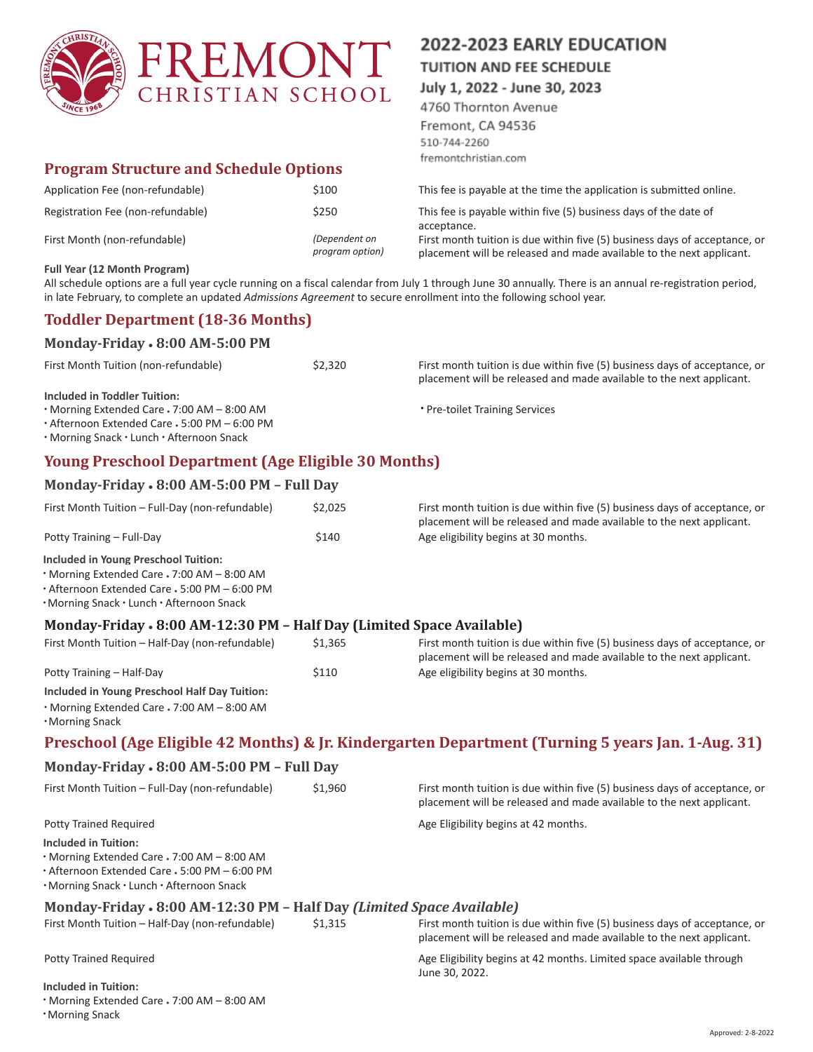# FREMONT CHRISTIAN SCHOOL

## 2022-2023 EARLY EDUCATION

**TUITION AND FEE SCHEDULE**

**July 1, 2022 - June 30, 2023**

4760 Thornton Avenue
Fremont, CA 94536
510-744-2260
fremontchristian.com

## Program Structure and Schedule Options

| | | |
|---|---|---|
| Application Fee (non-refundable) | $100 | This fee is payable at the time the application is submitted online. |
| Registration Fee (non-refundable) | $250 | This fee is payable within five (5) business days of the date of acceptance. |
| First Month (non-refundable) | *(Dependent on program option)* | First month tuition is due within five (5) business days of acceptance, or placement will be released and made available to the next applicant. |

**Full Year (12 Month Program)**

All schedule options are a full year cycle running on a fiscal calendar from July 1 through June 30 annually. There is an annual re-registration period, in late February, to complete an updated *Admissions Agreement* to secure enrollment into the following school year.

## Toddler Department (18-36 Months)

### Monday-Friday • 8:00 AM-5:00 PM

| | | |
|---|---|---|
| First Month Tuition (non-refundable) | $2,320 | First month tuition is due within five (5) business days of acceptance, or placement will be released and made available to the next applicant. |

**Included in Toddler Tuition:**

- Morning Extended Care • 7:00 AM – 8:00 AM
- Afternoon Extended Care • 5:00 PM – 6:00 PM
- Morning Snack • Lunch • Afternoon Snack
- Pre-toilet Training Services

## Young Preschool Department (Age Eligible 30 Months)

### Monday-Friday • 8:00 AM-5:00 PM – Full Day

| | | |
|---|---|---|
| First Month Tuition – Full-Day (non-refundable) | $2,025 | First month tuition is due within five (5) business days of acceptance, or placement will be released and made available to the next applicant. |
| Potty Training – Full-Day | $140 | Age eligibility begins at 30 months. |

**Included in Young Preschool Tuition:**

- Morning Extended Care • 7:00 AM – 8:00 AM
- Afternoon Extended Care • 5:00 PM – 6:00 PM
- Morning Snack • Lunch • Afternoon Snack

### Monday-Friday • 8:00 AM-12:30 PM – Half Day (Limited Space Available)

| | | |
|---|---|---|
| First Month Tuition – Half-Day (non-refundable) | $1,365 | First month tuition is due within five (5) business days of acceptance, or placement will be released and made available to the next applicant. |
| Potty Training – Half-Day | $110 | Age eligibility begins at 30 months. |

**Included in Young Preschool Half Day Tuition:**

- Morning Extended Care • 7:00 AM – 8:00 AM
- Morning Snack

## Preschool (Age Eligible 42 Months) & Jr. Kindergarten Department (Turning 5 years Jan. 1-Aug. 31)

### Monday-Friday • 8:00 AM-5:00 PM – Full Day

| | | |
|---|---|---|
| First Month Tuition – Full-Day (non-refundable) | $1,960 | First month tuition is due within five (5) business days of acceptance, or placement will be released and made available to the next applicant. |
| Potty Trained Required | | Age Eligibility begins at 42 months. |

**Included in Tuition:**

- Morning Extended Care • 7:00 AM – 8:00 AM
- Afternoon Extended Care • 5:00 PM – 6:00 PM
- Morning Snack • Lunch • Afternoon Snack

### Monday-Friday • 8:00 AM-12:30 PM – Half Day *(Limited Space Available)*

| | | |
|---|---|---|
| First Month Tuition – Half-Day (non-refundable) | $1,315 | First month tuition is due within five (5) business days of acceptance, or placement will be released and made available to the next applicant. |
| Potty Trained Required | | Age Eligibility begins at 42 months. Limited space available through June 30, 2022. |

**Included in Tuition:**

- Morning Extended Care • 7:00 AM – 8:00 AM
- Morning Snack

Approved: 2-8-2022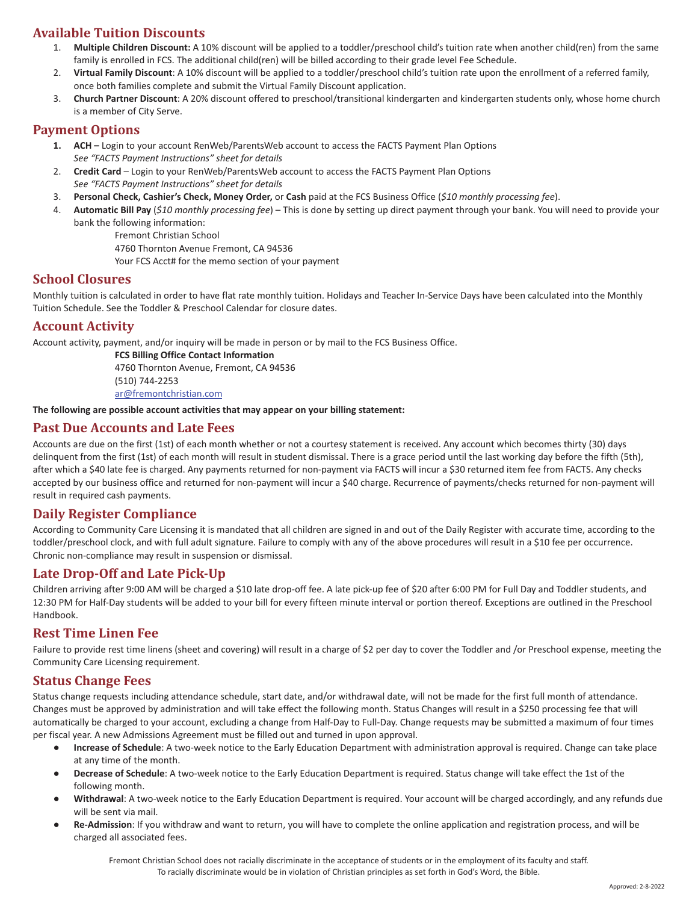## Available Tuition Discounts

1. **Multiple Children Discount:** A 10% discount will be applied to a toddler/preschool child's tuition rate when another child(ren) from the same family is enrolled in FCS. The additional child(ren) will be billed according to their grade level Fee Schedule.
2. **Virtual Family Discount**: A 10% discount will be applied to a toddler/preschool child's tuition rate upon the enrollment of a referred family, once both families complete and submit the Virtual Family Discount application.
3. **Church Partner Discount**: A 20% discount offered to preschool/transitional kindergarten and kindergarten students only, whose home church is a member of City Serve.

## Payment Options

1. **ACH –** Login to your account RenWeb/ParentsWeb account to access the FACTS Payment Plan Options
   *See "FACTS Payment Instructions" sheet for details*
2. **Credit Card** – Login to your RenWeb/ParentsWeb account to access the FACTS Payment Plan Options
   *See "FACTS Payment Instructions" sheet for details*
3. **Personal Check, Cashier's Check, Money Order,** or **Cash** paid at the FCS Business Office (*$10 monthly processing fee*).
4. **Automatic Bill Pay** (*$10 monthly processing fee*) – This is done by setting up direct payment through your bank. You will need to provide your bank the following information:

   Fremont Christian School
   4760 Thornton Avenue Fremont, CA 94536
   Your FCS Acct# for the memo section of your payment

## School Closures

Monthly tuition is calculated in order to have flat rate monthly tuition. Holidays and Teacher In-Service Days have been calculated into the Monthly Tuition Schedule. See the Toddler & Preschool Calendar for closure dates.

## Account Activity

Account activity, payment, and/or inquiry will be made in person or by mail to the FCS Business Office.

**FCS Billing Office Contact Information**
4760 Thornton Avenue, Fremont, CA 94536
(510) 744-2253
ar@fremontchristian.com

**The following are possible account activities that may appear on your billing statement:**

## Past Due Accounts and Late Fees

Accounts are due on the first (1st) of each month whether or not a courtesy statement is received. Any account which becomes thirty (30) days delinquent from the first (1st) of each month will result in student dismissal. There is a grace period until the last working day before the fifth (5th), after which a $40 late fee is charged. Any payments returned for non-payment via FACTS will incur a $30 returned item fee from FACTS. Any checks accepted by our business office and returned for non-payment will incur a $40 charge. Recurrence of payments/checks returned for non-payment will result in required cash payments.

## Daily Register Compliance

According to Community Care Licensing it is mandated that all children are signed in and out of the Daily Register with accurate time, according to the toddler/preschool clock, and with full adult signature. Failure to comply with any of the above procedures will result in a $10 fee per occurrence. Chronic non-compliance may result in suspension or dismissal.

## Late Drop-Off and Late Pick-Up

Children arriving after 9:00 AM will be charged a $10 late drop-off fee. A late pick-up fee of $20 after 6:00 PM for Full Day and Toddler students, and 12:30 PM for Half-Day students will be added to your bill for every fifteen minute interval or portion thereof. Exceptions are outlined in the Preschool Handbook.

## Rest Time Linen Fee

Failure to provide rest time linens (sheet and covering) will result in a charge of $2 per day to cover the Toddler and /or Preschool expense, meeting the Community Care Licensing requirement.

## Status Change Fees

Status change requests including attendance schedule, start date, and/or withdrawal date, will not be made for the first full month of attendance. Changes must be approved by administration and will take effect the following month. Status Changes will result in a $250 processing fee that will automatically be charged to your account, excluding a change from Half-Day to Full-Day. Change requests may be submitted a maximum of four times per fiscal year. A new Admissions Agreement must be filled out and turned in upon approval.

- **Increase of Schedule**: A two-week notice to the Early Education Department with administration approval is required. Change can take place at any time of the month.
- **Decrease of Schedule**: A two-week notice to the Early Education Department is required. Status change will take effect the 1st of the following month.
- **Withdrawal**: A two-week notice to the Early Education Department is required. Your account will be charged accordingly, and any refunds due will be sent via mail.
- **Re-Admission**: If you withdraw and want to return, you will have to complete the online application and registration process, and will be charged all associated fees.

Fremont Christian School does not racially discriminate in the acceptance of students or in the employment of its faculty and staff.
To racially discriminate would be in violation of Christian principles as set forth in God's Word, the Bible.

Approved: 2-8-2022